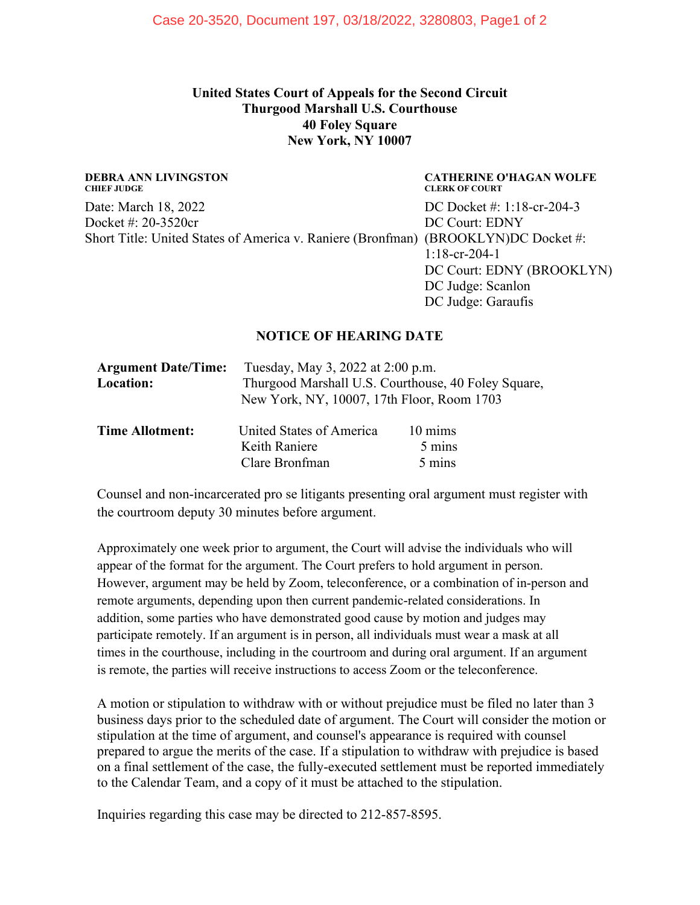**United States Court of Appeals for the Second Circuit**
**Thurgood Marshall U.S. Courthouse**
**40 Foley Square**
**New York, NY 10007**

**DEBRA ANN LIVINGSTON**
**CHIEF JUDGE**

**CATHERINE O'HAGAN WOLFE**
**CLERK OF COURT**

Date: March 18, 2022
Docket #: 20-3520cr
Short Title: United States of America v. Raniere (Bronfman)

DC Docket #: 1:18-cr-204-3
DC Court: EDNY (BROOKLYN)
DC Docket #: 1:18-cr-204-1
DC Court: EDNY (BROOKLYN)
DC Judge: Scanlon
DC Judge: Garaufis

## NOTICE OF HEARING DATE

**Argument Date/Time:** Tuesday, May 3, 2022 at 2:00 p.m.
**Location:** Thurgood Marshall U.S. Courthouse, 40 Foley Square, New York, NY, 10007, 17th Floor, Room 1703

**Time Allotment:**

| | |
|---|---|
| United States of America | 10 mims |
| Keith Raniere | 5 mins |
| Clare Bronfman | 5 mins |

Counsel and non-incarcerated pro se litigants presenting oral argument must register with the courtroom deputy 30 minutes before argument.

Approximately one week prior to argument, the Court will advise the individuals who will appear of the format for the argument. The Court prefers to hold argument in person. However, argument may be held by Zoom, teleconference, or a combination of in-person and remote arguments, depending upon then current pandemic-related considerations. In addition, some parties who have demonstrated good cause by motion and judges may participate remotely. If an argument is in person, all individuals must wear a mask at all times in the courthouse, including in the courtroom and during oral argument. If an argument is remote, the parties will receive instructions to access Zoom or the teleconference.

A motion or stipulation to withdraw with or without prejudice must be filed no later than 3 business days prior to the scheduled date of argument. The Court will consider the motion or stipulation at the time of argument, and counsel's appearance is required with counsel prepared to argue the merits of the case. If a stipulation to withdraw with prejudice is based on a final settlement of the case, the fully-executed settlement must be reported immediately to the Calendar Team, and a copy of it must be attached to the stipulation.

Inquiries regarding this case may be directed to 212-857-8595.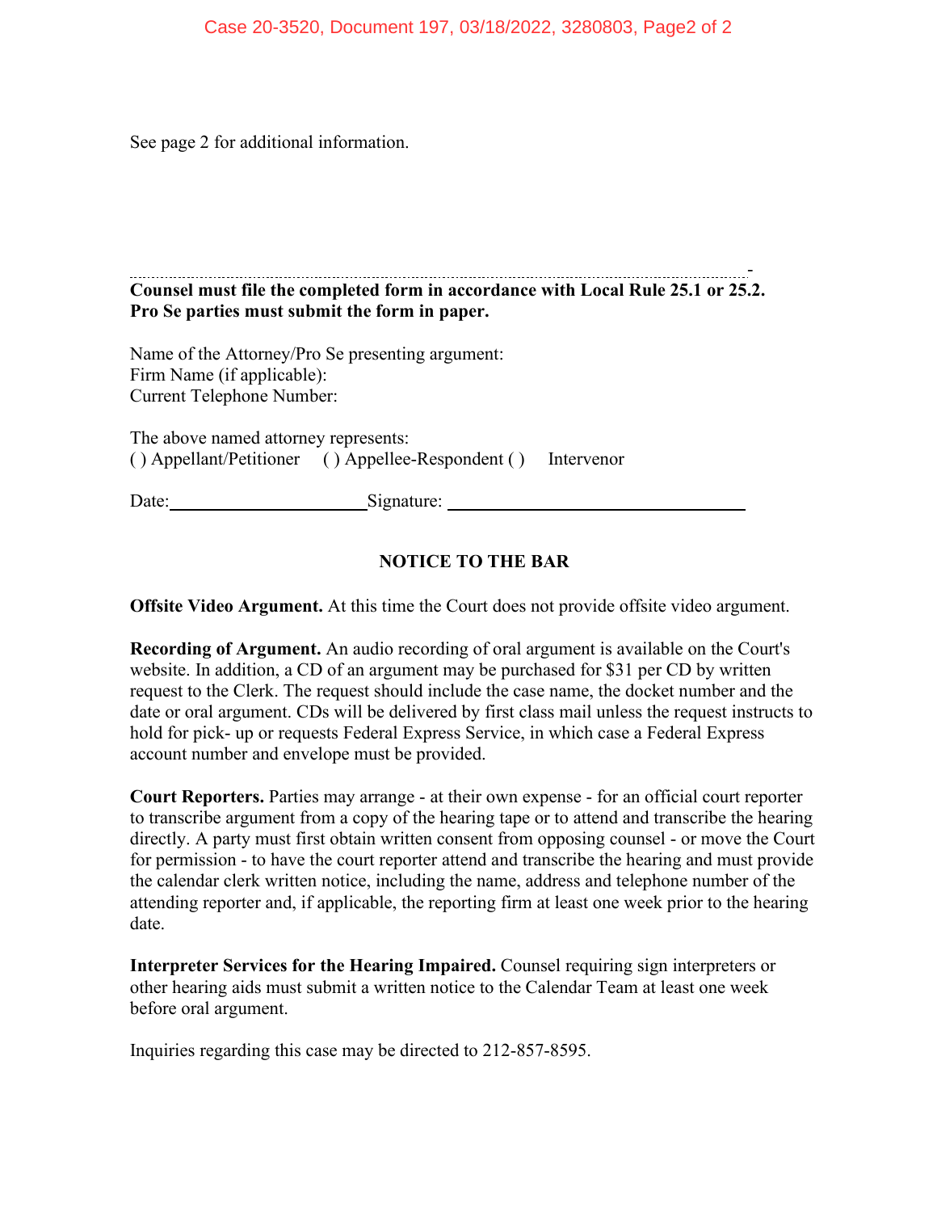See page 2 for additional information.

---

**Counsel must file the completed form in accordance with Local Rule 25.1 or 25.2. Pro Se parties must submit the form in paper.**

Name of the Attorney/Pro Se presenting argument:
Firm Name (if applicable):
Current Telephone Number:

The above named attorney represents:
( ) Appellant/Petitioner ( ) Appellee-Respondent ( ) Intervenor

Date:\_\_\_\_\_\_\_\_\_\_\_\_\_\_\_\_\_\_\_\_ Signature: \_\_\_\_\_\_\_\_\_\_\_\_\_\_\_\_\_\_\_\_\_\_\_\_\_\_\_\_\_\_

## NOTICE TO THE BAR

**Offsite Video Argument.** At this time the Court does not provide offsite video argument.

**Recording of Argument.** An audio recording of oral argument is available on the Court's website. In addition, a CD of an argument may be purchased for $31 per CD by written request to the Clerk. The request should include the case name, the docket number and the date or oral argument. CDs will be delivered by first class mail unless the request instructs to hold for pick- up or requests Federal Express Service, in which case a Federal Express account number and envelope must be provided.

**Court Reporters.** Parties may arrange - at their own expense - for an official court reporter to transcribe argument from a copy of the hearing tape or to attend and transcribe the hearing directly. A party must first obtain written consent from opposing counsel - or move the Court for permission - to have the court reporter attend and transcribe the hearing and must provide the calendar clerk written notice, including the name, address and telephone number of the attending reporter and, if applicable, the reporting firm at least one week prior to the hearing date.

**Interpreter Services for the Hearing Impaired.** Counsel requiring sign interpreters or other hearing aids must submit a written notice to the Calendar Team at least one week before oral argument.

Inquiries regarding this case may be directed to 212-857-8595.